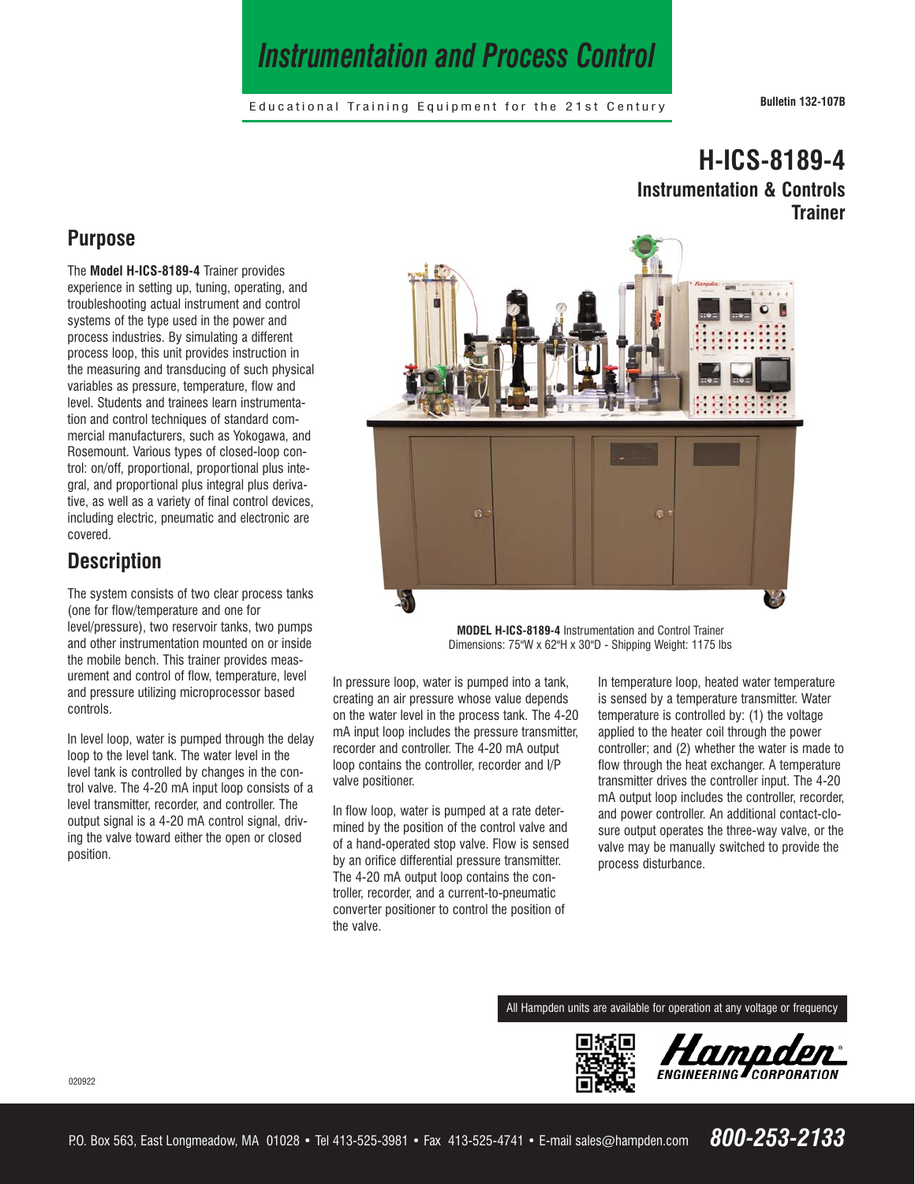# Instrumentation and Process Control

Educational Training Equipment for the 21st Century

Bulletin 132-107B

## H-ICS-8189-4
### Instrumentation & Controls Trainer

## Purpose

The **Model H-ICS-8189-4** Trainer provides experience in setting up, tuning, operating, and troubleshooting actual instrument and control systems of the type used in the power and process industries. By simulating a different process loop, this unit provides instruction in the measuring and transducing of such physical variables as pressure, temperature, flow and level. Students and trainees learn instrumentation and control techniques of standard commercial manufacturers, such as Yokogawa, and Rosemount. Various types of closed-loop control: on/off, proportional, proportional plus integral, and proportional plus integral plus derivative, as well as a variety of final control devices, including electric, pneumatic and electronic are covered.

## Description

The system consists of two clear process tanks (one for flow/temperature and one for level/pressure), two reservoir tanks, two pumps and other instrumentation mounted on or inside the mobile bench. This trainer provides measurement and control of flow, temperature, level and pressure utilizing microprocessor based controls.

In level loop, water is pumped through the delay loop to the level tank. The water level in the level tank is controlled by changes in the control valve. The 4-20 mA input loop consists of a level transmitter, recorder, and controller. The output signal is a 4-20 mA control signal, driving the valve toward either the open or closed position.

**MODEL H-ICS-8189-4** Instrumentation and Control Trainer
Dimensions: 75"W x 62"H x 30"D - Shipping Weight: 1175 lbs

In pressure loop, water is pumped into a tank, creating an air pressure whose value depends on the water level in the process tank. The 4-20 mA input loop includes the pressure transmitter, recorder and controller. The 4-20 mA output loop contains the controller, recorder and I/P valve positioner.

In flow loop, water is pumped at a rate determined by the position of the control valve and of a hand-operated stop valve. Flow is sensed by an orifice differential pressure transmitter. The 4-20 mA output loop contains the controller, recorder, and a current-to-pneumatic converter positioner to control the position of the valve.

In temperature loop, heated water temperature is sensed by a temperature transmitter. Water temperature is controlled by: (1) the voltage applied to the heater coil through the power controller; and (2) whether the water is made to flow through the heat exchanger. A temperature transmitter drives the controller input. The 4-20 mA output loop includes the controller, recorder, and power controller. An additional contact-closure output operates the three-way valve, or the valve may be manually switched to provide the process disturbance.

All Hampden units are available for operation at any voltage or frequency

Hampden ENGINEERING CORPORATION

020922

P.O. Box 563, East Longmeadow, MA 01028 • Tel 413-525-3981 • Fax 413-525-4741 • E-mail sales@hampden.com **800-253-2133**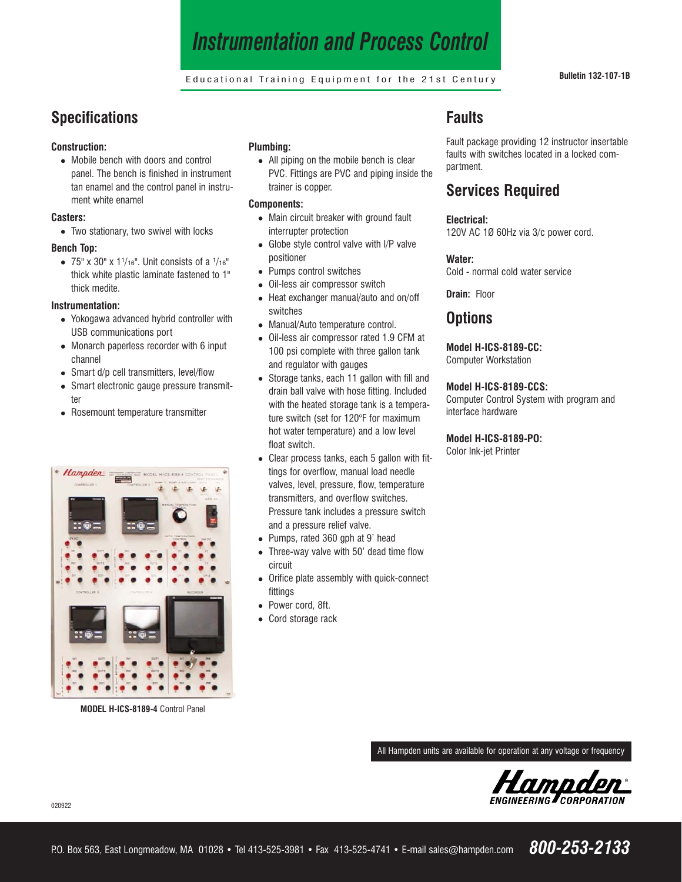# Instrumentation and Process Control

Educational Training Equipment for the 21st Century

Bulletin 132-107-1B

## Specifications

**Construction:**

- Mobile bench with doors and control panel. The bench is finished in instrument tan enamel and the control panel in instrument white enamel

**Casters:**

- Two stationary, two swivel with locks

**Bench Top:**

- 75" x 30" x 1 1/16". Unit consists of a 1/16" thick white plastic laminate fastened to 1" thick medite.

**Instrumentation:**

- Yokogawa advanced hybrid controller with USB communications port
- Monarch paperless recorder with 6 input channel
- Smart d/p cell transmitters, level/flow
- Smart electronic gauge pressure transmitter
- Rosemount temperature transmitter

**MODEL H-ICS-8189-4** Control Panel

**Plumbing:**

- All piping on the mobile bench is clear PVC. Fittings are PVC and piping inside the trainer is copper.

**Components:**

- Main circuit breaker with ground fault interrupter protection
- Globe style control valve with I/P valve positioner
- Pumps control switches
- Oil-less air compressor switch
- Heat exchanger manual/auto and on/off switches
- Manual/Auto temperature control.
- Oil-less air compressor rated 1.9 CFM at 100 psi complete with three gallon tank and regulator with gauges
- Storage tanks, each 11 gallon with fill and drain ball valve with hose fitting. Included with the heated storage tank is a temperature switch (set for 120°F for maximum hot water temperature) and a low level float switch.
- Clear process tanks, each 5 gallon with fittings for overflow, manual load needle valves, level, pressure, flow, temperature transmitters, and overflow switches. Pressure tank includes a pressure switch and a pressure relief valve.
- Pumps, rated 360 gph at 9' head
- Three-way valve with 50' dead time flow circuit
- Orifice plate assembly with quick-connect fittings
- Power cord, 8ft.
- Cord storage rack

## Faults

Fault package providing 12 instructor insertable faults with switches located in a locked compartment.

## Services Required

**Electrical:**
120V AC 1Ø 60Hz via 3/c power cord.

**Water:**
Cold - normal cold water service

**Drain:** Floor

## Options

**Model H-ICS-8189-CC:**
Computer Workstation

**Model H-ICS-8189-CCS:**
Computer Control System with program and interface hardware

**Model H-ICS-8189-PO:**
Color Ink-jet Printer

All Hampden units are available for operation at any voltage or frequency

Hampden Engineering Corporation

020922

P.O. Box 563, East Longmeadow, MA 01028 • Tel 413-525-3981 • Fax 413-525-4741 • E-mail sales@hampden.com **800-253-2133**